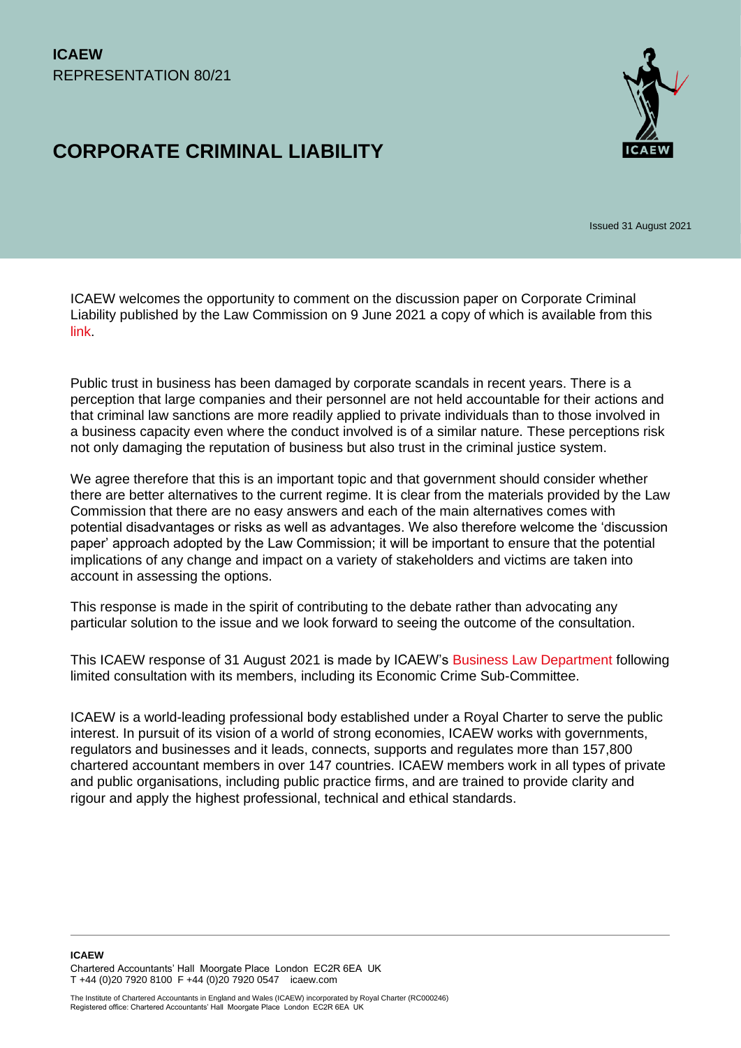**ICAEW**
REPRESENTATION 80/21

# CORPORATE CRIMINAL LIABILITY

Issued 31 August 2021

ICAEW welcomes the opportunity to comment on the discussion paper on Corporate Criminal Liability published by the Law Commission on 9 June 2021 a copy of which is available from this link.

Public trust in business has been damaged by corporate scandals in recent years. There is a perception that large companies and their personnel are not held accountable for their actions and that criminal law sanctions are more readily applied to private individuals than to those involved in a business capacity even where the conduct involved is of a similar nature. These perceptions risk not only damaging the reputation of business but also trust in the criminal justice system.

We agree therefore that this is an important topic and that government should consider whether there are better alternatives to the current regime. It is clear from the materials provided by the Law Commission that there are no easy answers and each of the main alternatives comes with potential disadvantages or risks as well as advantages. We also therefore welcome the 'discussion paper' approach adopted by the Law Commission; it will be important to ensure that the potential implications of any change and impact on a variety of stakeholders and victims are taken into account in assessing the options.

This response is made in the spirit of contributing to the debate rather than advocating any particular solution to the issue and we look forward to seeing the outcome of the consultation.

This ICAEW response of 31 August 2021 is made by ICAEW's Business Law Department following limited consultation with its members, including its Economic Crime Sub-Committee.

ICAEW is a world-leading professional body established under a Royal Charter to serve the public interest. In pursuit of its vision of a world of strong economies, ICAEW works with governments, regulators and businesses and it leads, connects, supports and regulates more than 157,800 chartered accountant members in over 147 countries. ICAEW members work in all types of private and public organisations, including public practice firms, and are trained to provide clarity and rigour and apply the highest professional, technical and ethical standards.

**ICAEW**
Chartered Accountants' Hall Moorgate Place London EC2R 6EA UK
T +44 (0)20 7920 8100 F +44 (0)20 7920 0547 icaew.com

The Institute of Chartered Accountants in England and Wales (ICAEW) incorporated by Royal Charter (RC000246)
Registered office: Chartered Accountants' Hall Moorgate Place London EC2R 6EA UK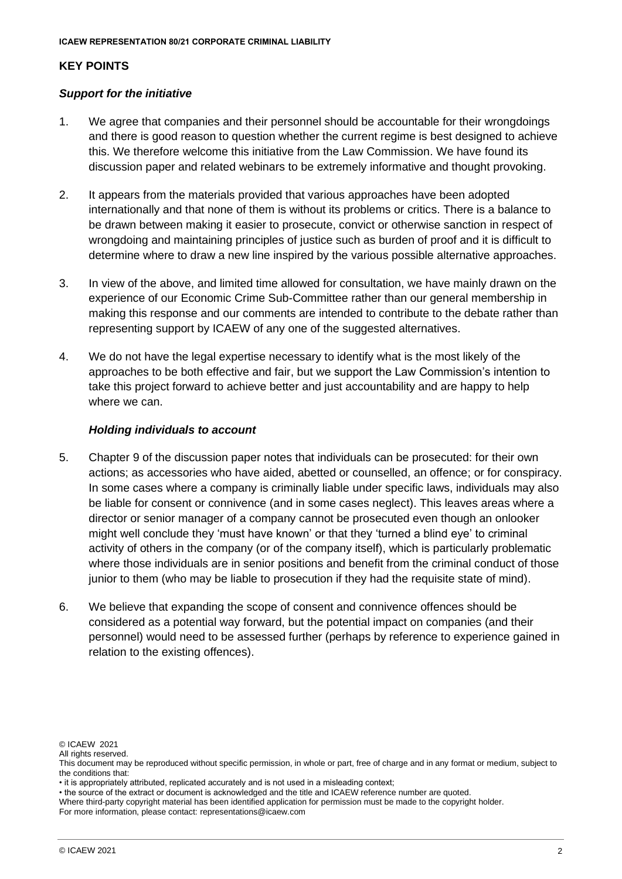## KEY POINTS

### *Support for the initiative*

1. We agree that companies and their personnel should be accountable for their wrongdoings and there is good reason to question whether the current regime is best designed to achieve this. We therefore welcome this initiative from the Law Commission. We have found its discussion paper and related webinars to be extremely informative and thought provoking.

2. It appears from the materials provided that various approaches have been adopted internationally and that none of them is without its problems or critics. There is a balance to be drawn between making it easier to prosecute, convict or otherwise sanction in respect of wrongdoing and maintaining principles of justice such as burden of proof and it is difficult to determine where to draw a new line inspired by the various possible alternative approaches.

3. In view of the above, and limited time allowed for consultation, we have mainly drawn on the experience of our Economic Crime Sub-Committee rather than our general membership in making this response and our comments are intended to contribute to the debate rather than representing support by ICAEW of any one of the suggested alternatives.

4. We do not have the legal expertise necessary to identify what is the most likely of the approaches to be both effective and fair, but we support the Law Commission's intention to take this project forward to achieve better and just accountability and are happy to help where we can.

### *Holding individuals to account*

5. Chapter 9 of the discussion paper notes that individuals can be prosecuted: for their own actions; as accessories who have aided, abetted or counselled, an offence; or for conspiracy. In some cases where a company is criminally liable under specific laws, individuals may also be liable for consent or connivence (and in some cases neglect). This leaves areas where a director or senior manager of a company cannot be prosecuted even though an onlooker might well conclude they 'must have known' or that they 'turned a blind eye' to criminal activity of others in the company (or of the company itself), which is particularly problematic where those individuals are in senior positions and benefit from the criminal conduct of those junior to them (who may be liable to prosecution if they had the requisite state of mind).

6. We believe that expanding the scope of consent and connivence offences should be considered as a potential way forward, but the potential impact on companies (and their personnel) would need to be assessed further (perhaps by reference to experience gained in relation to the existing offences).

© ICAEW 2021
All rights reserved.
This document may be reproduced without specific permission, in whole or part, free of charge and in any format or medium, subject to the conditions that:
• it is appropriately attributed, replicated accurately and is not used in a misleading context;
• the source of the extract or document is acknowledged and the title and ICAEW reference number are quoted.
Where third-party copyright material has been identified application for permission must be made to the copyright holder.
For more information, please contact: representations@icaew.com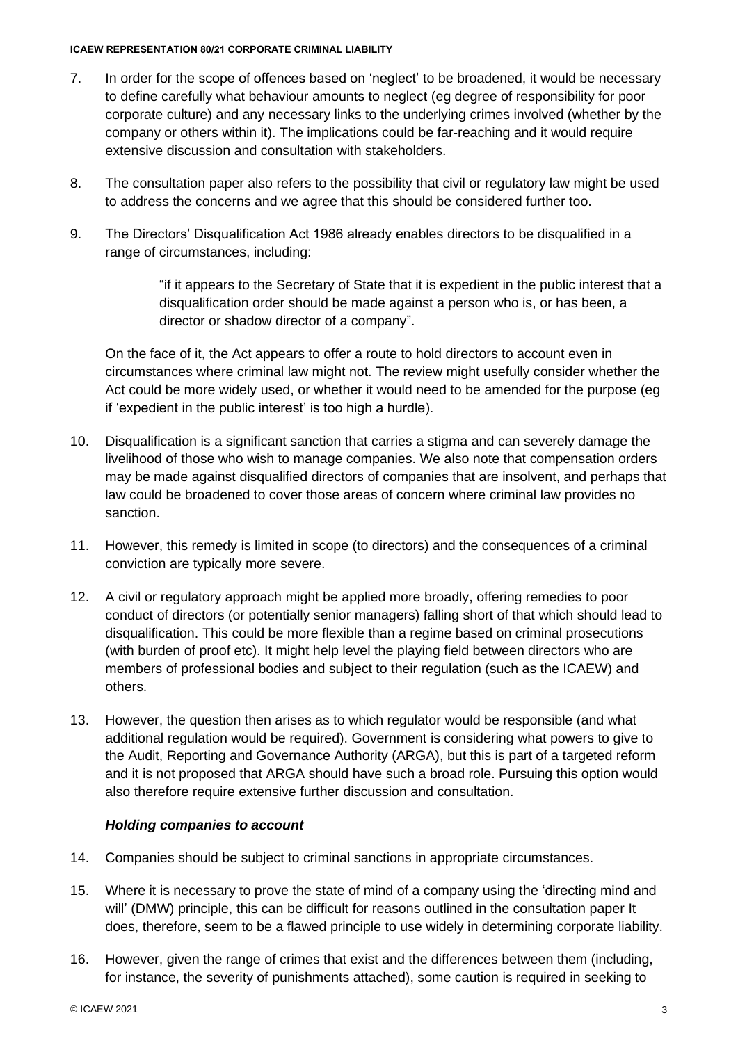7. In order for the scope of offences based on 'neglect' to be broadened, it would be necessary to define carefully what behaviour amounts to neglect (eg degree of responsibility for poor corporate culture) and any necessary links to the underlying crimes involved (whether by the company or others within it). The implications could be far-reaching and it would require extensive discussion and consultation with stakeholders.

8. The consultation paper also refers to the possibility that civil or regulatory law might be used to address the concerns and we agree that this should be considered further too.

9. The Directors' Disqualification Act 1986 already enables directors to be disqualified in a range of circumstances, including:

   > "if it appears to the Secretary of State that it is expedient in the public interest that a disqualification order should be made against a person who is, or has been, a director or shadow director of a company".

   On the face of it, the Act appears to offer a route to hold directors to account even in circumstances where criminal law might not. The review might usefully consider whether the Act could be more widely used, or whether it would need to be amended for the purpose (eg if 'expedient in the public interest' is too high a hurdle).

10. Disqualification is a significant sanction that carries a stigma and can severely damage the livelihood of those who wish to manage companies. We also note that compensation orders may be made against disqualified directors of companies that are insolvent, and perhaps that law could be broadened to cover those areas of concern where criminal law provides no sanction.

11. However, this remedy is limited in scope (to directors) and the consequences of a criminal conviction are typically more severe.

12. A civil or regulatory approach might be applied more broadly, offering remedies to poor conduct of directors (or potentially senior managers) falling short of that which should lead to disqualification. This could be more flexible than a regime based on criminal prosecutions (with burden of proof etc). It might help level the playing field between directors who are members of professional bodies and subject to their regulation (such as the ICAEW) and others.

13. However, the question then arises as to which regulator would be responsible (and what additional regulation would be required). Government is considering what powers to give to the Audit, Reporting and Governance Authority (ARGA), but this is part of a targeted reform and it is not proposed that ARGA should have such a broad role. Pursuing this option would also therefore require extensive further discussion and consultation.

### *Holding companies to account*

14. Companies should be subject to criminal sanctions in appropriate circumstances.

15. Where it is necessary to prove the state of mind of a company using the 'directing mind and will' (DMW) principle, this can be difficult for reasons outlined in the consultation paper It does, therefore, seem to be a flawed principle to use widely in determining corporate liability.

16. However, given the range of crimes that exist and the differences between them (including, for instance, the severity of punishments attached), some caution is required in seeking to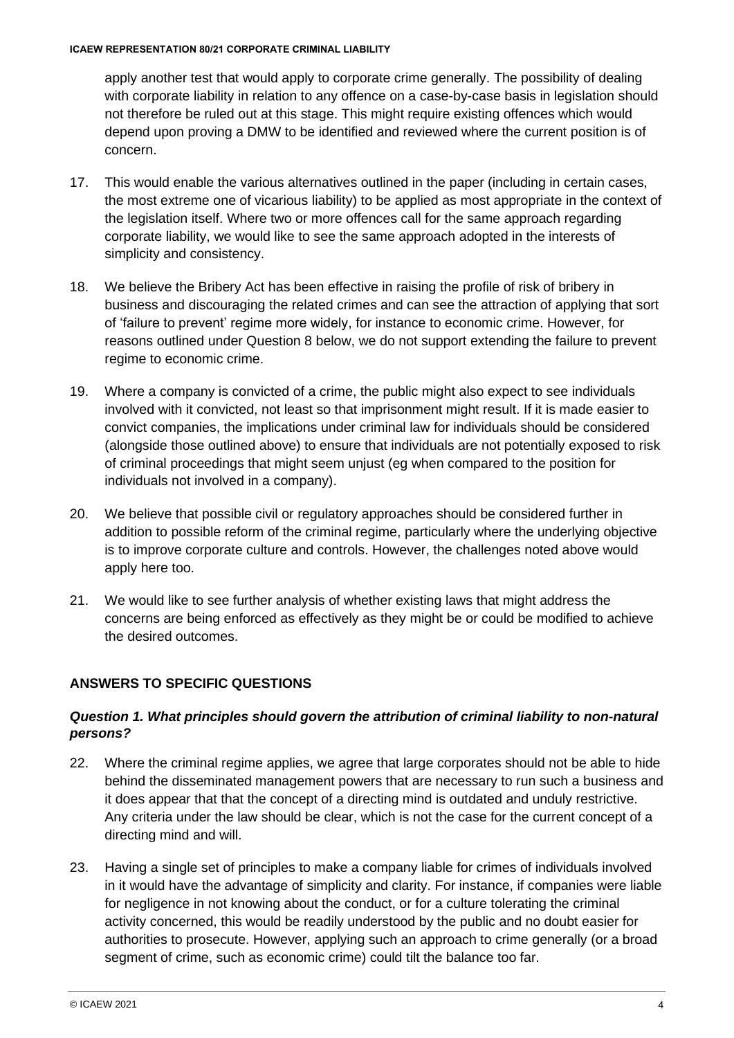apply another test that would apply to corporate crime generally. The possibility of dealing with corporate liability in relation to any offence on a case-by-case basis in legislation should not therefore be ruled out at this stage. This might require existing offences which would depend upon proving a DMW to be identified and reviewed where the current position is of concern.

17. This would enable the various alternatives outlined in the paper (including in certain cases, the most extreme one of vicarious liability) to be applied as most appropriate in the context of the legislation itself. Where two or more offences call for the same approach regarding corporate liability, we would like to see the same approach adopted in the interests of simplicity and consistency.

18. We believe the Bribery Act has been effective in raising the profile of risk of bribery in business and discouraging the related crimes and can see the attraction of applying that sort of 'failure to prevent' regime more widely, for instance to economic crime. However, for reasons outlined under Question 8 below, we do not support extending the failure to prevent regime to economic crime.

19. Where a company is convicted of a crime, the public might also expect to see individuals involved with it convicted, not least so that imprisonment might result. If it is made easier to convict companies, the implications under criminal law for individuals should be considered (alongside those outlined above) to ensure that individuals are not potentially exposed to risk of criminal proceedings that might seem unjust (eg when compared to the position for individuals not involved in a company).

20. We believe that possible civil or regulatory approaches should be considered further in addition to possible reform of the criminal regime, particularly where the underlying objective is to improve corporate culture and controls. However, the challenges noted above would apply here too.

21. We would like to see further analysis of whether existing laws that might address the concerns are being enforced as effectively as they might be or could be modified to achieve the desired outcomes.

## ANSWERS TO SPECIFIC QUESTIONS

### *Question 1. What principles should govern the attribution of criminal liability to non-natural persons?*

22. Where the criminal regime applies, we agree that large corporates should not be able to hide behind the disseminated management powers that are necessary to run such a business and it does appear that that the concept of a directing mind is outdated and unduly restrictive. Any criteria under the law should be clear, which is not the case for the current concept of a directing mind and will.

23. Having a single set of principles to make a company liable for crimes of individuals involved in it would have the advantage of simplicity and clarity. For instance, if companies were liable for negligence in not knowing about the conduct, or for a culture tolerating the criminal activity concerned, this would be readily understood by the public and no doubt easier for authorities to prosecute. However, applying such an approach to crime generally (or a broad segment of crime, such as economic crime) could tilt the balance too far.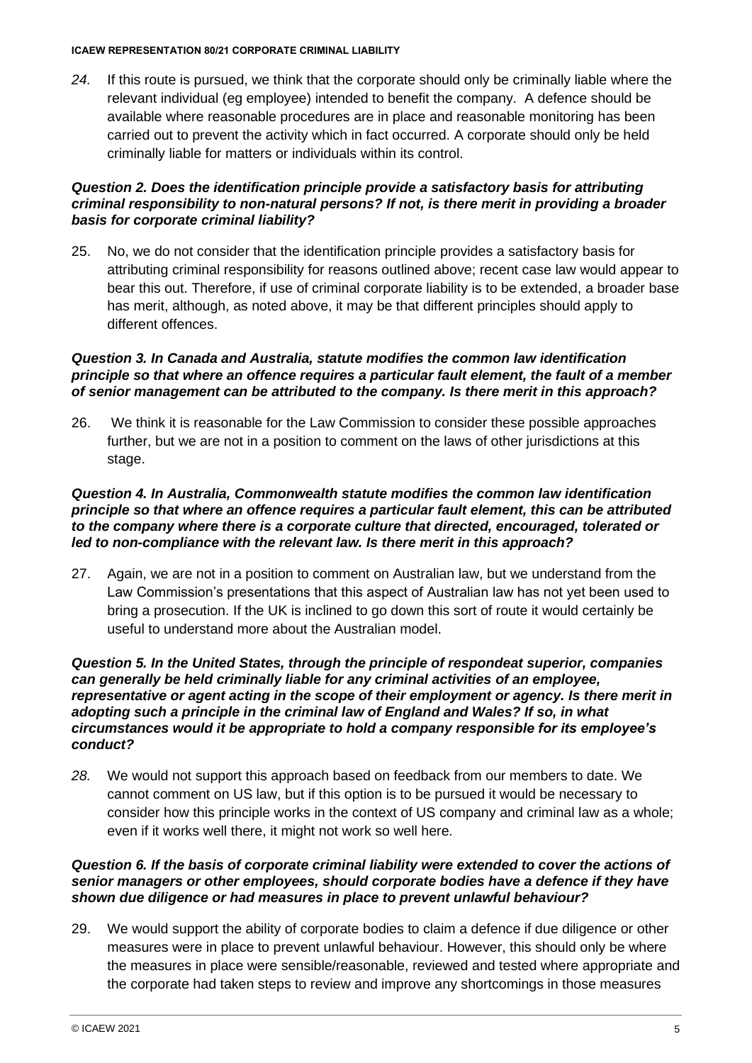*24.* If this route is pursued, we think that the corporate should only be criminally liable where the relevant individual (eg employee) intended to benefit the company. A defence should be available where reasonable procedures are in place and reasonable monitoring has been carried out to prevent the activity which in fact occurred. A corporate should only be held criminally liable for matters or individuals within its control.

***Question 2. Does the identification principle provide a satisfactory basis for attributing criminal responsibility to non-natural persons? If not, is there merit in providing a broader basis for corporate criminal liability?***

25. No, we do not consider that the identification principle provides a satisfactory basis for attributing criminal responsibility for reasons outlined above; recent case law would appear to bear this out. Therefore, if use of criminal corporate liability is to be extended, a broader base has merit, although, as noted above, it may be that different principles should apply to different offences.

***Question 3. In Canada and Australia, statute modifies the common law identification principle so that where an offence requires a particular fault element, the fault of a member of senior management can be attributed to the company. Is there merit in this approach?***

26. We think it is reasonable for the Law Commission to consider these possible approaches further, but we are not in a position to comment on the laws of other jurisdictions at this stage.

***Question 4. In Australia, Commonwealth statute modifies the common law identification principle so that where an offence requires a particular fault element, this can be attributed to the company where there is a corporate culture that directed, encouraged, tolerated or led to non-compliance with the relevant law. Is there merit in this approach?***

27. Again, we are not in a position to comment on Australian law, but we understand from the Law Commission's presentations that this aspect of Australian law has not yet been used to bring a prosecution. If the UK is inclined to go down this sort of route it would certainly be useful to understand more about the Australian model.

***Question 5. In the United States, through the principle of respondeat superior, companies can generally be held criminally liable for any criminal activities of an employee, representative or agent acting in the scope of their employment or agency. Is there merit in adopting such a principle in the criminal law of England and Wales? If so, in what circumstances would it be appropriate to hold a company responsible for its employee's conduct?***

*28.* We would not support this approach based on feedback from our members to date. We cannot comment on US law, but if this option is to be pursued it would be necessary to consider how this principle works in the context of US company and criminal law as a whole; even if it works well there, it might not work so well here.

***Question 6. If the basis of corporate criminal liability were extended to cover the actions of senior managers or other employees, should corporate bodies have a defence if they have shown due diligence or had measures in place to prevent unlawful behaviour?***

29. We would support the ability of corporate bodies to claim a defence if due diligence or other measures were in place to prevent unlawful behaviour. However, this should only be where the measures in place were sensible/reasonable, reviewed and tested where appropriate and the corporate had taken steps to review and improve any shortcomings in those measures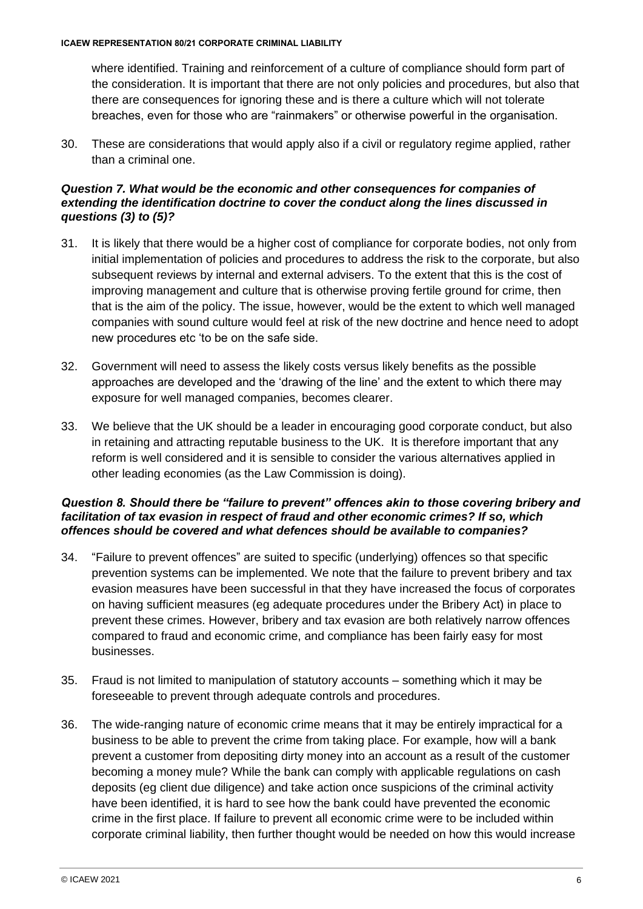where identified. Training and reinforcement of a culture of compliance should form part of the consideration. It is important that there are not only policies and procedures, but also that there are consequences for ignoring these and is there a culture which will not tolerate breaches, even for those who are "rainmakers" or otherwise powerful in the organisation.

30. These are considerations that would apply also if a civil or regulatory regime applied, rather than a criminal one.

***Question 7. What would be the economic and other consequences for companies of extending the identification doctrine to cover the conduct along the lines discussed in questions (3) to (5)?***

31. It is likely that there would be a higher cost of compliance for corporate bodies, not only from initial implementation of policies and procedures to address the risk to the corporate, but also subsequent reviews by internal and external advisers. To the extent that this is the cost of improving management and culture that is otherwise proving fertile ground for crime, then that is the aim of the policy. The issue, however, would be the extent to which well managed companies with sound culture would feel at risk of the new doctrine and hence need to adopt new procedures etc 'to be on the safe side.

32. Government will need to assess the likely costs versus likely benefits as the possible approaches are developed and the 'drawing of the line' and the extent to which there may exposure for well managed companies, becomes clearer.

33. We believe that the UK should be a leader in encouraging good corporate conduct, but also in retaining and attracting reputable business to the UK. It is therefore important that any reform is well considered and it is sensible to consider the various alternatives applied in other leading economies (as the Law Commission is doing).

***Question 8. Should there be "failure to prevent" offences akin to those covering bribery and facilitation of tax evasion in respect of fraud and other economic crimes? If so, which offences should be covered and what defences should be available to companies?***

34. "Failure to prevent offences" are suited to specific (underlying) offences so that specific prevention systems can be implemented. We note that the failure to prevent bribery and tax evasion measures have been successful in that they have increased the focus of corporates on having sufficient measures (eg adequate procedures under the Bribery Act) in place to prevent these crimes. However, bribery and tax evasion are both relatively narrow offences compared to fraud and economic crime, and compliance has been fairly easy for most businesses.

35. Fraud is not limited to manipulation of statutory accounts – something which it may be foreseeable to prevent through adequate controls and procedures.

36. The wide-ranging nature of economic crime means that it may be entirely impractical for a business to be able to prevent the crime from taking place. For example, how will a bank prevent a customer from depositing dirty money into an account as a result of the customer becoming a money mule? While the bank can comply with applicable regulations on cash deposits (eg client due diligence) and take action once suspicions of the criminal activity have been identified, it is hard to see how the bank could have prevented the economic crime in the first place. If failure to prevent all economic crime were to be included within corporate criminal liability, then further thought would be needed on how this would increase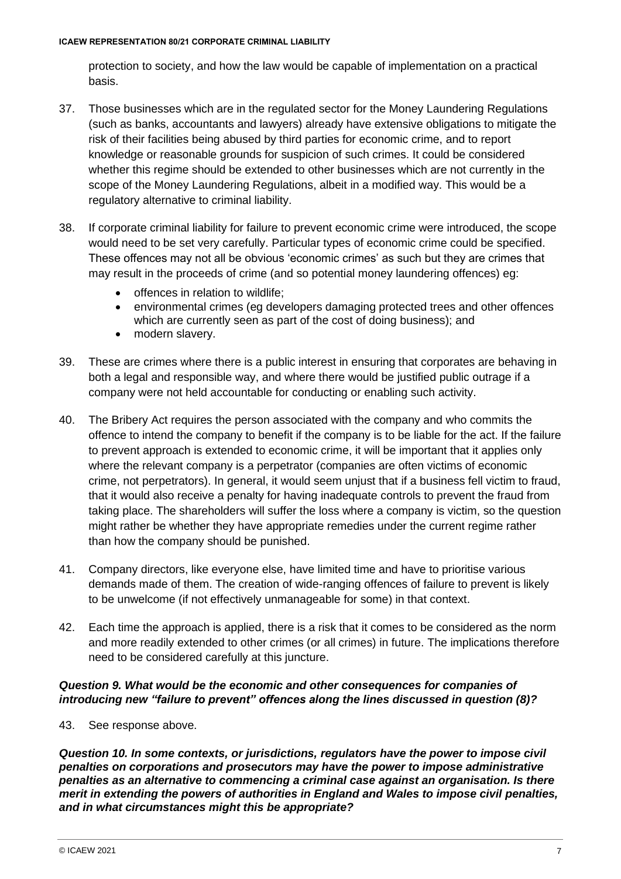protection to society, and how the law would be capable of implementation on a practical basis.

37. Those businesses which are in the regulated sector for the Money Laundering Regulations (such as banks, accountants and lawyers) already have extensive obligations to mitigate the risk of their facilities being abused by third parties for economic crime, and to report knowledge or reasonable grounds for suspicion of such crimes. It could be considered whether this regime should be extended to other businesses which are not currently in the scope of the Money Laundering Regulations, albeit in a modified way. This would be a regulatory alternative to criminal liability.

38. If corporate criminal liability for failure to prevent economic crime were introduced, the scope would need to be set very carefully. Particular types of economic crime could be specified. These offences may not all be obvious 'economic crimes' as such but they are crimes that may result in the proceeds of crime (and so potential money laundering offences) eg:

    - offences in relation to wildlife;
    - environmental crimes (eg developers damaging protected trees and other offences which are currently seen as part of the cost of doing business); and
    - modern slavery.

39. These are crimes where there is a public interest in ensuring that corporates are behaving in both a legal and responsible way, and where there would be justified public outrage if a company were not held accountable for conducting or enabling such activity.

40. The Bribery Act requires the person associated with the company and who commits the offence to intend the company to benefit if the company is to be liable for the act. If the failure to prevent approach is extended to economic crime, it will be important that it applies only where the relevant company is a perpetrator (companies are often victims of economic crime, not perpetrators). In general, it would seem unjust that if a business fell victim to fraud, that it would also receive a penalty for having inadequate controls to prevent the fraud from taking place. The shareholders will suffer the loss where a company is victim, so the question might rather be whether they have appropriate remedies under the current regime rather than how the company should be punished.

41. Company directors, like everyone else, have limited time and have to prioritise various demands made of them. The creation of wide-ranging offences of failure to prevent is likely to be unwelcome (if not effectively unmanageable for some) in that context.

42. Each time the approach is applied, there is a risk that it comes to be considered as the norm and more readily extended to other crimes (or all crimes) in future. The implications therefore need to be considered carefully at this juncture.

***Question 9. What would be the economic and other consequences for companies of introducing new "failure to prevent" offences along the lines discussed in question (8)?***

43. See response above.

***Question 10. In some contexts, or jurisdictions, regulators have the power to impose civil penalties on corporations and prosecutors may have the power to impose administrative penalties as an alternative to commencing a criminal case against an organisation. Is there merit in extending the powers of authorities in England and Wales to impose civil penalties, and in what circumstances might this be appropriate?***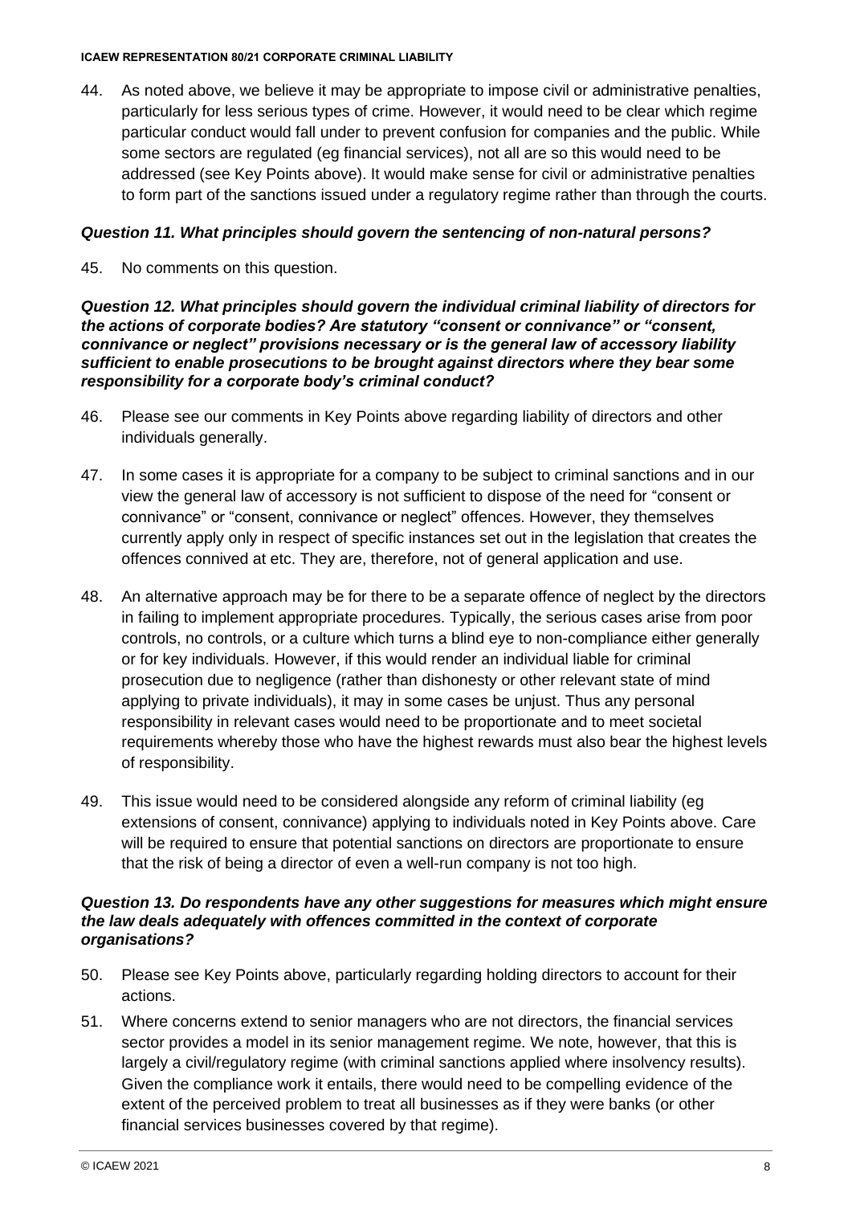44. As noted above, we believe it may be appropriate to impose civil or administrative penalties, particularly for less serious types of crime. However, it would need to be clear which regime particular conduct would fall under to prevent confusion for companies and the public. While some sectors are regulated (eg financial services), not all are so this would need to be addressed (see Key Points above). It would make sense for civil or administrative penalties to form part of the sanctions issued under a regulatory regime rather than through the courts.

***Question 11. What principles should govern the sentencing of non-natural persons?***

45. No comments on this question.

***Question 12. What principles should govern the individual criminal liability of directors for the actions of corporate bodies? Are statutory "consent or connivance" or "consent, connivance or neglect" provisions necessary or is the general law of accessory liability sufficient to enable prosecutions to be brought against directors where they bear some responsibility for a corporate body's criminal conduct?***

46. Please see our comments in Key Points above regarding liability of directors and other individuals generally.

47. In some cases it is appropriate for a company to be subject to criminal sanctions and in our view the general law of accessory is not sufficient to dispose of the need for "consent or connivance" or "consent, connivance or neglect" offences. However, they themselves currently apply only in respect of specific instances set out in the legislation that creates the offences connived at etc. They are, therefore, not of general application and use.

48. An alternative approach may be for there to be a separate offence of neglect by the directors in failing to implement appropriate procedures. Typically, the serious cases arise from poor controls, no controls, or a culture which turns a blind eye to non-compliance either generally or for key individuals. However, if this would render an individual liable for criminal prosecution due to negligence (rather than dishonesty or other relevant state of mind applying to private individuals), it may in some cases be unjust. Thus any personal responsibility in relevant cases would need to be proportionate and to meet societal requirements whereby those who have the highest rewards must also bear the highest levels of responsibility.

49. This issue would need to be considered alongside any reform of criminal liability (eg extensions of consent, connivance) applying to individuals noted in Key Points above. Care will be required to ensure that potential sanctions on directors are proportionate to ensure that the risk of being a director of even a well-run company is not too high.

***Question 13. Do respondents have any other suggestions for measures which might ensure the law deals adequately with offences committed in the context of corporate organisations?***

50. Please see Key Points above, particularly regarding holding directors to account for their actions.

51. Where concerns extend to senior managers who are not directors, the financial services sector provides a model in its senior management regime. We note, however, that this is largely a civil/regulatory regime (with criminal sanctions applied where insolvency results). Given the compliance work it entails, there would need to be compelling evidence of the extent of the perceived problem to treat all businesses as if they were banks (or other financial services businesses covered by that regime).